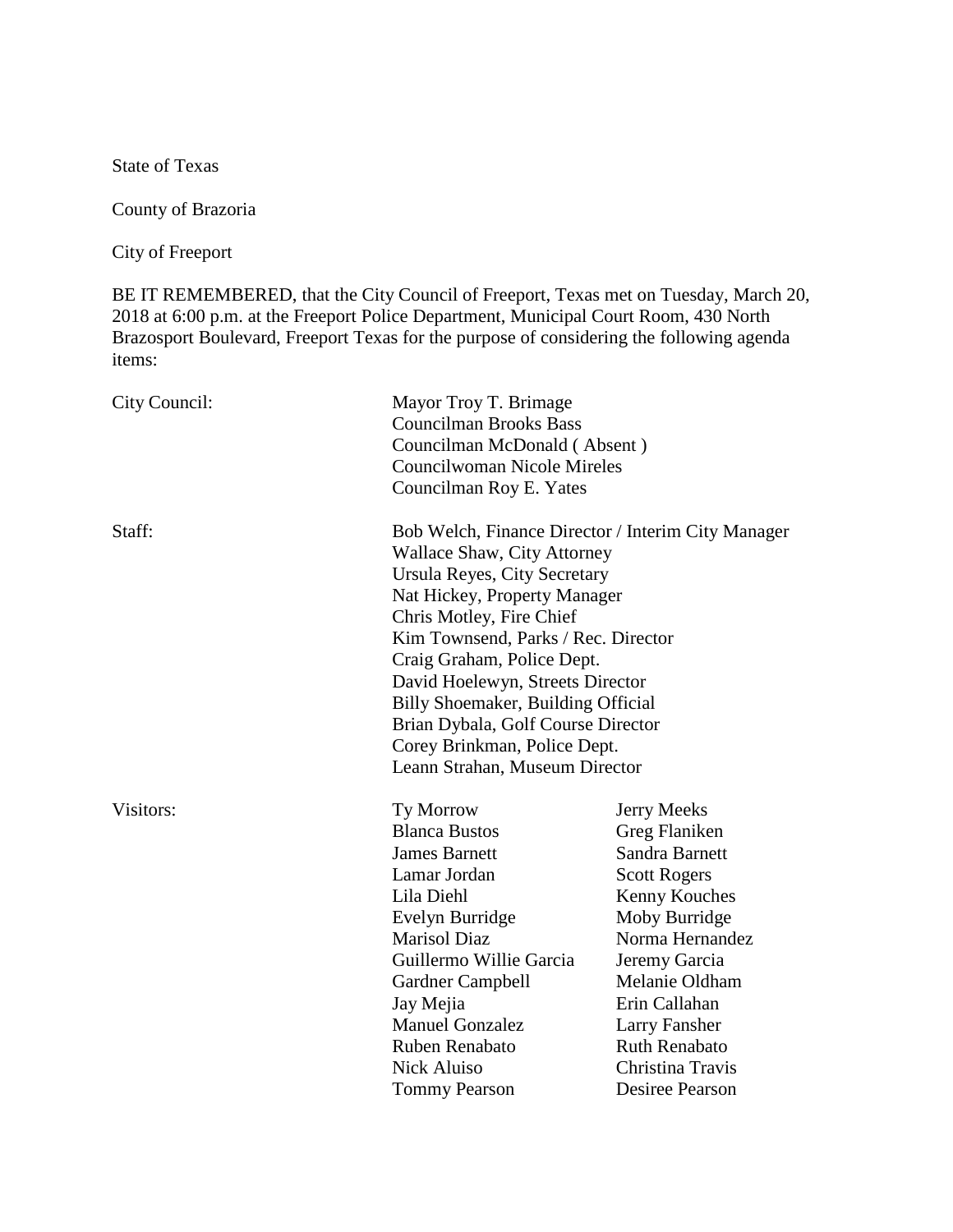State of Texas

County of Brazoria

City of Freeport

BE IT REMEMBERED, that the City Council of Freeport, Texas met on Tuesday, March 20, 2018 at 6:00 p.m. at the Freeport Police Department, Municipal Court Room, 430 North Brazosport Boulevard, Freeport Texas for the purpose of considering the following agenda items:

City Council:

Mayor Troy T. Brimage
Councilman Brooks Bass
Councilman McDonald ( Absent )
Councilwoman Nicole Mireles
Councilman Roy E. Yates

Staff:

Bob Welch, Finance Director / Interim City Manager
Wallace Shaw, City Attorney
Ursula Reyes, City Secretary
Nat Hickey, Property Manager
Chris Motley, Fire Chief
Kim Townsend, Parks / Rec. Director
Craig Graham, Police Dept.
David Hoelewyn, Streets Director
Billy Shoemaker, Building Official
Brian Dybala, Golf Course Director
Corey Brinkman, Police Dept.
Leann Strahan, Museum Director

Visitors:

| | |
|---|---|
| Ty Morrow | Jerry Meeks |
| Blanca Bustos | Greg Flaniken |
| James Barnett | Sandra Barnett |
| Lamar Jordan | Scott Rogers |
| Lila Diehl | Kenny Kouches |
| Evelyn Burridge | Moby Burridge |
| Marisol Diaz | Norma Hernandez |
| Guillermo Willie Garcia | Jeremy Garcia |
| Gardner Campbell | Melanie Oldham |
| Jay Mejia | Erin Callahan |
| Manuel Gonzalez | Larry Fansher |
| Ruben Renabato | Ruth Renabato |
| Nick Aluiso | Christina Travis |
| Tommy Pearson | Desiree Pearson |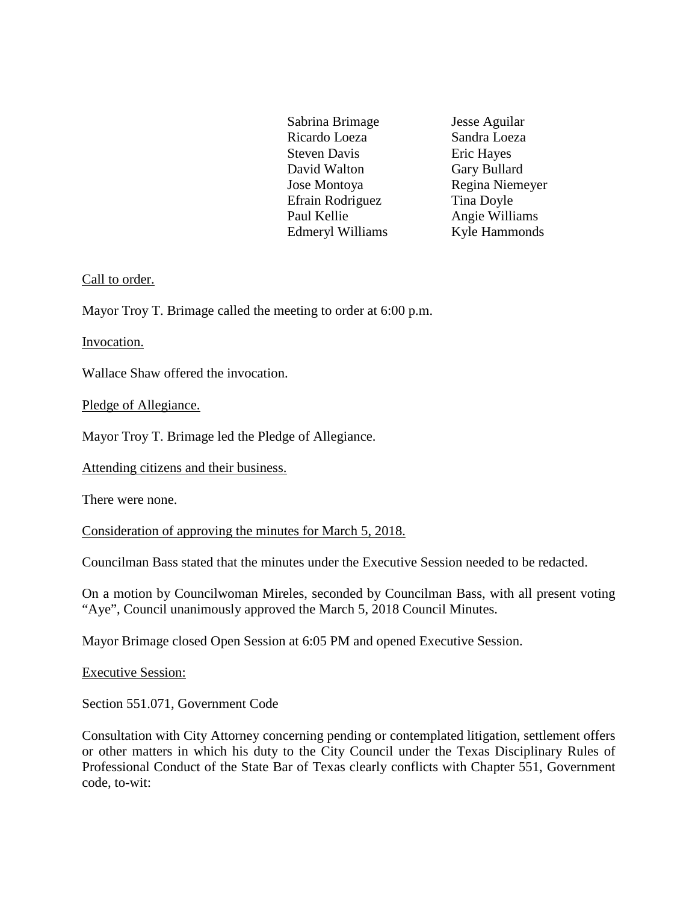| | |
|---|---|
| Sabrina Brimage | Jesse Aguilar |
| Ricardo Loeza | Sandra Loeza |
| Steven Davis | Eric Hayes |
| David Walton | Gary Bullard |
| Jose Montoya | Regina Niemeyer |
| Efrain Rodriguez | Tina Doyle |
| Paul Kellie | Angie Williams |
| Edmeryl Williams | Kyle Hammonds |

Call to order.

Mayor Troy T. Brimage called the meeting to order at 6:00 p.m.

Invocation.

Wallace Shaw offered the invocation.

Pledge of Allegiance.

Mayor Troy T. Brimage led the Pledge of Allegiance.

Attending citizens and their business.

There were none.

Consideration of approving the minutes for March 5, 2018.

Councilman Bass stated that the minutes under the Executive Session needed to be redacted.

On a motion by Councilwoman Mireles, seconded by Councilman Bass, with all present voting "Aye", Council unanimously approved the March 5, 2018 Council Minutes.

Mayor Brimage closed Open Session at 6:05 PM and opened Executive Session.

Executive Session:

Section 551.071, Government Code

Consultation with City Attorney concerning pending or contemplated litigation, settlement offers or other matters in which his duty to the City Council under the Texas Disciplinary Rules of Professional Conduct of the State Bar of Texas clearly conflicts with Chapter 551, Government code, to-wit: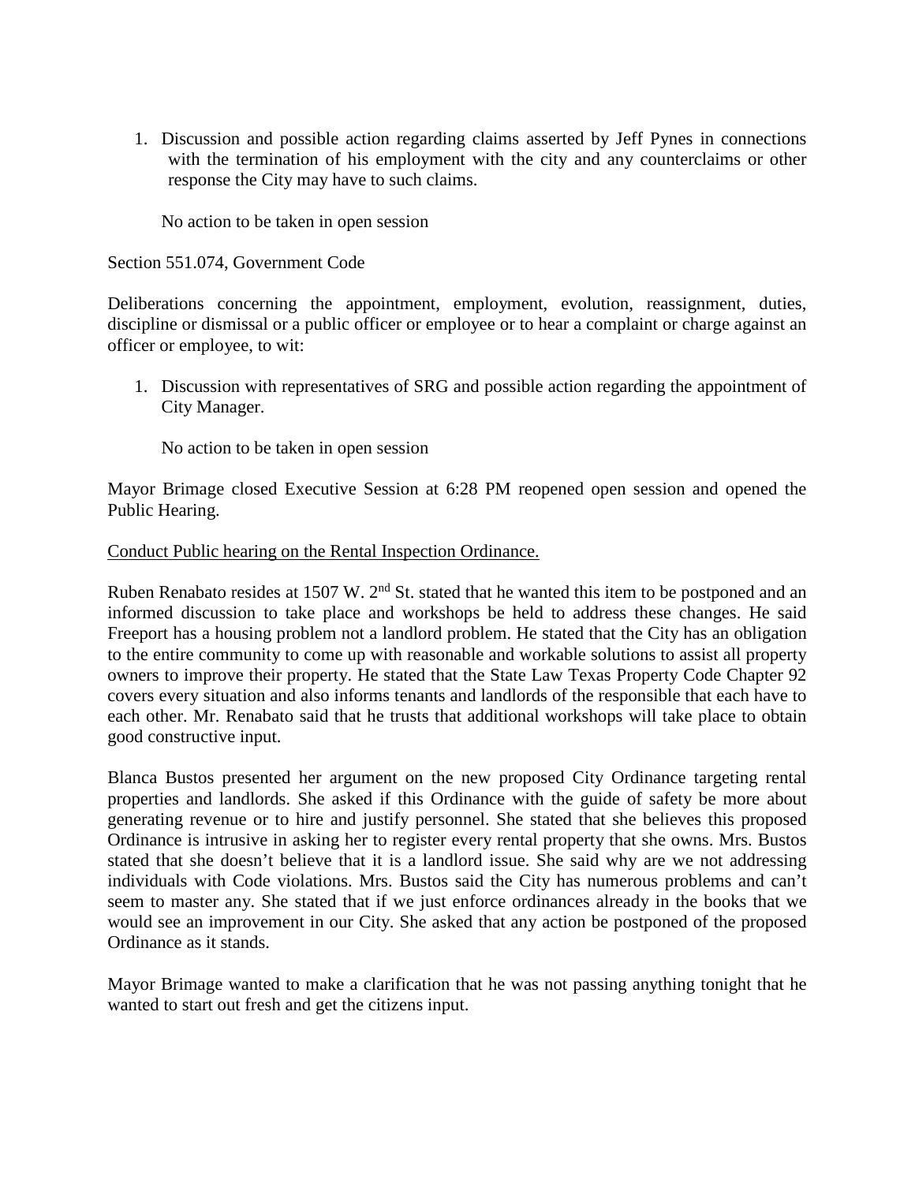1. Discussion and possible action regarding claims asserted by Jeff Pynes in connections with the termination of his employment with the city and any counterclaims or other response the City may have to such claims.

   No action to be taken in open session

Section 551.074, Government Code

Deliberations concerning the appointment, employment, evolution, reassignment, duties, discipline or dismissal or a public officer or employee or to hear a complaint or charge against an officer or employee, to wit:

1. Discussion with representatives of SRG and possible action regarding the appointment of City Manager.

   No action to be taken in open session

Mayor Brimage closed Executive Session at 6:28 PM reopened open session and opened the Public Hearing.

Conduct Public hearing on the Rental Inspection Ordinance.

Ruben Renabato resides at 1507 W. 2nd St. stated that he wanted this item to be postponed and an informed discussion to take place and workshops be held to address these changes. He said Freeport has a housing problem not a landlord problem. He stated that the City has an obligation to the entire community to come up with reasonable and workable solutions to assist all property owners to improve their property. He stated that the State Law Texas Property Code Chapter 92 covers every situation and also informs tenants and landlords of the responsible that each have to each other. Mr. Renabato said that he trusts that additional workshops will take place to obtain good constructive input.

Blanca Bustos presented her argument on the new proposed City Ordinance targeting rental properties and landlords. She asked if this Ordinance with the guide of safety be more about generating revenue or to hire and justify personnel. She stated that she believes this proposed Ordinance is intrusive in asking her to register every rental property that she owns. Mrs. Bustos stated that she doesn't believe that it is a landlord issue. She said why are we not addressing individuals with Code violations. Mrs. Bustos said the City has numerous problems and can't seem to master any. She stated that if we just enforce ordinances already in the books that we would see an improvement in our City. She asked that any action be postponed of the proposed Ordinance as it stands.

Mayor Brimage wanted to make a clarification that he was not passing anything tonight that he wanted to start out fresh and get the citizens input.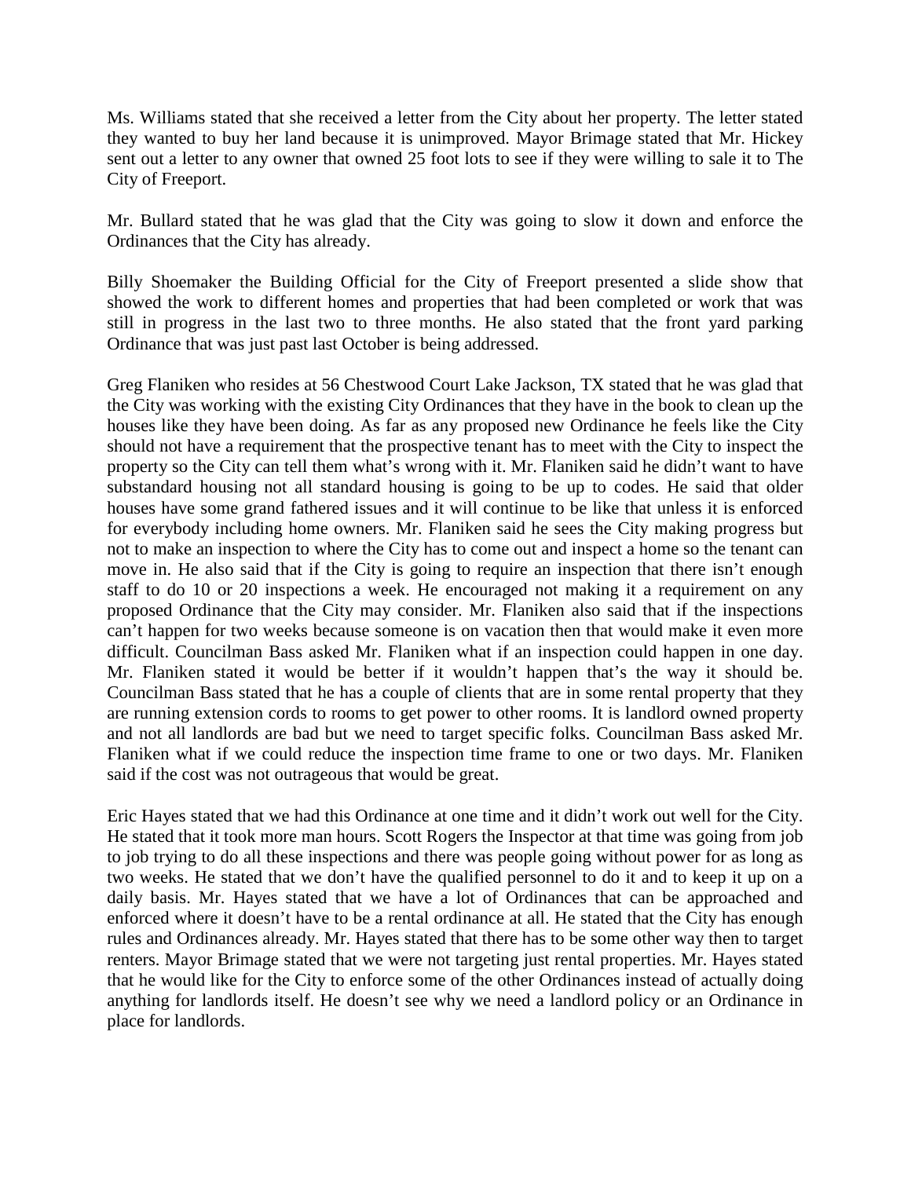Ms. Williams stated that she received a letter from the City about her property. The letter stated they wanted to buy her land because it is unimproved. Mayor Brimage stated that Mr. Hickey sent out a letter to any owner that owned 25 foot lots to see if they were willing to sale it to The City of Freeport.

Mr. Bullard stated that he was glad that the City was going to slow it down and enforce the Ordinances that the City has already.

Billy Shoemaker the Building Official for the City of Freeport presented a slide show that showed the work to different homes and properties that had been completed or work that was still in progress in the last two to three months. He also stated that the front yard parking Ordinance that was just past last October is being addressed.

Greg Flaniken who resides at 56 Chestwood Court Lake Jackson, TX stated that he was glad that the City was working with the existing City Ordinances that they have in the book to clean up the houses like they have been doing. As far as any proposed new Ordinance he feels like the City should not have a requirement that the prospective tenant has to meet with the City to inspect the property so the City can tell them what's wrong with it. Mr. Flaniken said he didn't want to have substandard housing not all standard housing is going to be up to codes. He said that older houses have some grand fathered issues and it will continue to be like that unless it is enforced for everybody including home owners. Mr. Flaniken said he sees the City making progress but not to make an inspection to where the City has to come out and inspect a home so the tenant can move in. He also said that if the City is going to require an inspection that there isn't enough staff to do 10 or 20 inspections a week. He encouraged not making it a requirement on any proposed Ordinance that the City may consider. Mr. Flaniken also said that if the inspections can't happen for two weeks because someone is on vacation then that would make it even more difficult. Councilman Bass asked Mr. Flaniken what if an inspection could happen in one day. Mr. Flaniken stated it would be better if it wouldn't happen that's the way it should be. Councilman Bass stated that he has a couple of clients that are in some rental property that they are running extension cords to rooms to get power to other rooms. It is landlord owned property and not all landlords are bad but we need to target specific folks. Councilman Bass asked Mr. Flaniken what if we could reduce the inspection time frame to one or two days. Mr. Flaniken said if the cost was not outrageous that would be great.

Eric Hayes stated that we had this Ordinance at one time and it didn't work out well for the City. He stated that it took more man hours. Scott Rogers the Inspector at that time was going from job to job trying to do all these inspections and there was people going without power for as long as two weeks. He stated that we don't have the qualified personnel to do it and to keep it up on a daily basis. Mr. Hayes stated that we have a lot of Ordinances that can be approached and enforced where it doesn't have to be a rental ordinance at all. He stated that the City has enough rules and Ordinances already. Mr. Hayes stated that there has to be some other way then to target renters. Mayor Brimage stated that we were not targeting just rental properties. Mr. Hayes stated that he would like for the City to enforce some of the other Ordinances instead of actually doing anything for landlords itself. He doesn't see why we need a landlord policy or an Ordinance in place for landlords.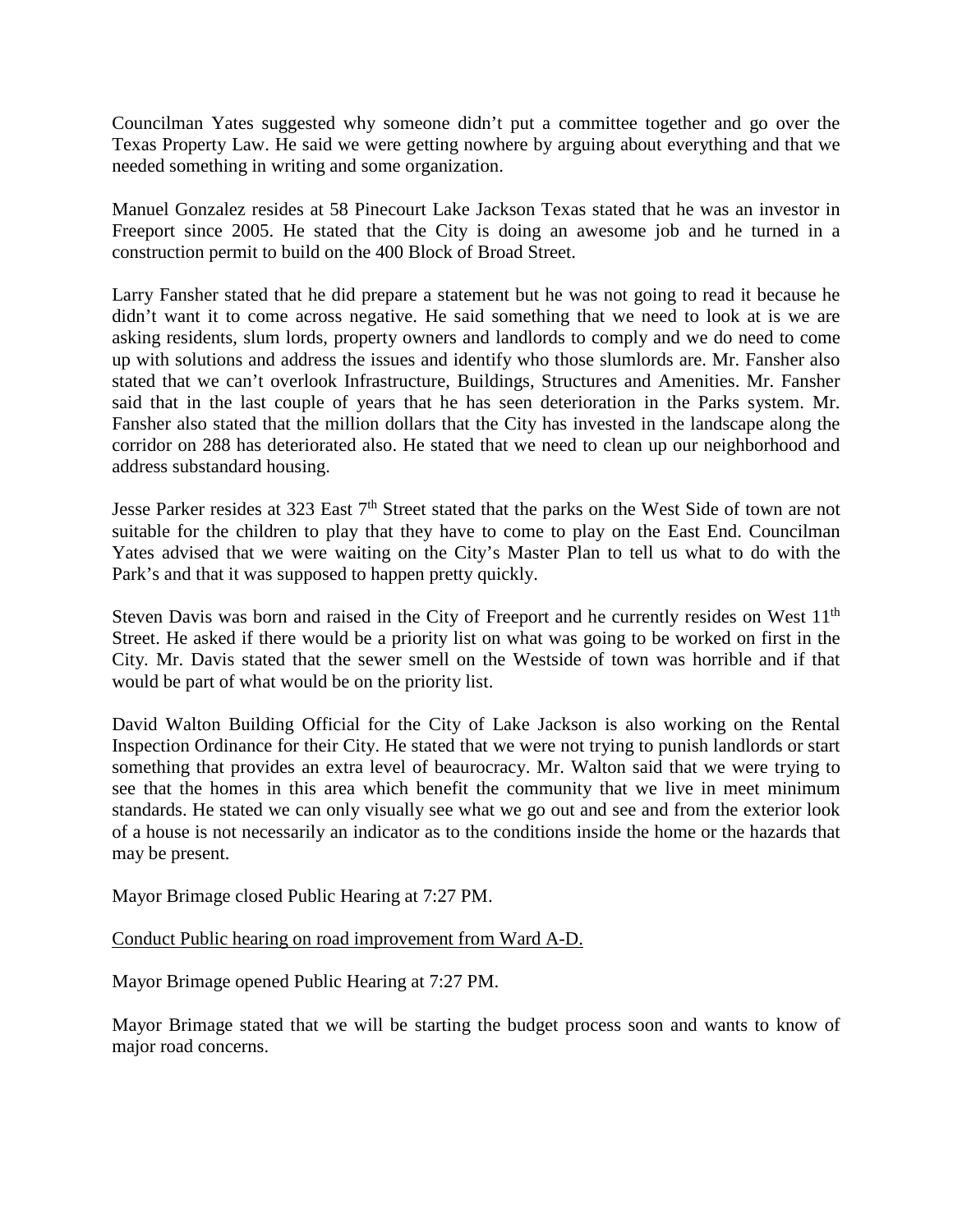Councilman Yates suggested why someone didn't put a committee together and go over the Texas Property Law. He said we were getting nowhere by arguing about everything and that we needed something in writing and some organization.

Manuel Gonzalez resides at 58 Pinecourt Lake Jackson Texas stated that he was an investor in Freeport since 2005. He stated that the City is doing an awesome job and he turned in a construction permit to build on the 400 Block of Broad Street.

Larry Fansher stated that he did prepare a statement but he was not going to read it because he didn't want it to come across negative. He said something that we need to look at is we are asking residents, slum lords, property owners and landlords to comply and we do need to come up with solutions and address the issues and identify who those slumlords are. Mr. Fansher also stated that we can't overlook Infrastructure, Buildings, Structures and Amenities. Mr. Fansher said that in the last couple of years that he has seen deterioration in the Parks system. Mr. Fansher also stated that the million dollars that the City has invested in the landscape along the corridor on 288 has deteriorated also. He stated that we need to clean up our neighborhood and address substandard housing.

Jesse Parker resides at 323 East 7th Street stated that the parks on the West Side of town are not suitable for the children to play that they have to come to play on the East End. Councilman Yates advised that we were waiting on the City's Master Plan to tell us what to do with the Park's and that it was supposed to happen pretty quickly.

Steven Davis was born and raised in the City of Freeport and he currently resides on West 11th Street. He asked if there would be a priority list on what was going to be worked on first in the City. Mr. Davis stated that the sewer smell on the Westside of town was horrible and if that would be part of what would be on the priority list.

David Walton Building Official for the City of Lake Jackson is also working on the Rental Inspection Ordinance for their City. He stated that we were not trying to punish landlords or start something that provides an extra level of beaurocracy. Mr. Walton said that we were trying to see that the homes in this area which benefit the community that we live in meet minimum standards. He stated we can only visually see what we go out and see and from the exterior look of a house is not necessarily an indicator as to the conditions inside the home or the hazards that may be present.

Mayor Brimage closed Public Hearing at 7:27 PM.

Conduct Public hearing on road improvement from Ward A-D.

Mayor Brimage opened Public Hearing at 7:27 PM.

Mayor Brimage stated that we will be starting the budget process soon and wants to know of major road concerns.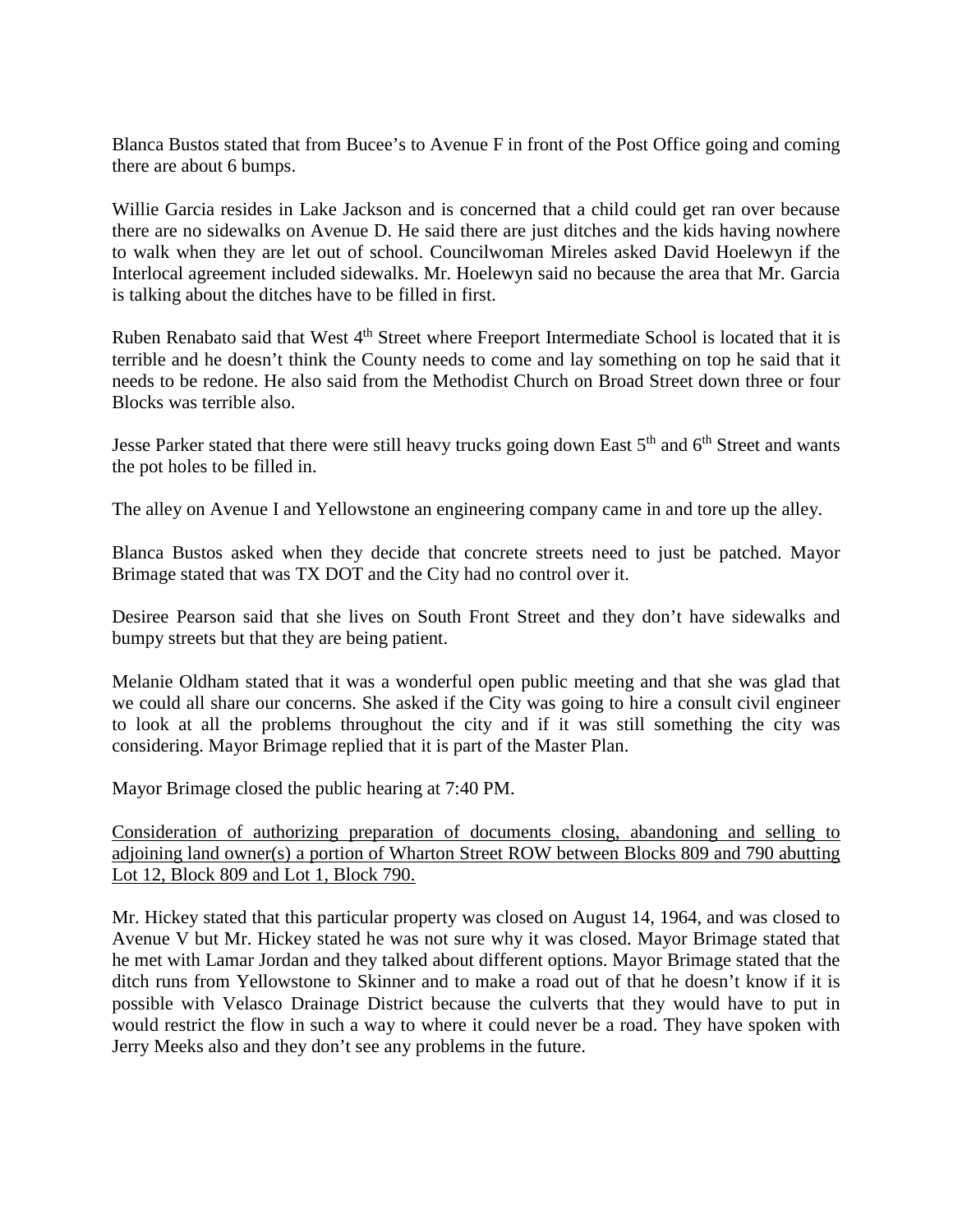Blanca Bustos stated that from Bucee's to Avenue F in front of the Post Office going and coming there are about 6 bumps.

Willie Garcia resides in Lake Jackson and is concerned that a child could get ran over because there are no sidewalks on Avenue D. He said there are just ditches and the kids having nowhere to walk when they are let out of school. Councilwoman Mireles asked David Hoelewyn if the Interlocal agreement included sidewalks. Mr. Hoelewyn said no because the area that Mr. Garcia is talking about the ditches have to be filled in first.

Ruben Renabato said that West 4th Street where Freeport Intermediate School is located that it is terrible and he doesn't think the County needs to come and lay something on top he said that it needs to be redone. He also said from the Methodist Church on Broad Street down three or four Blocks was terrible also.

Jesse Parker stated that there were still heavy trucks going down East 5th and 6th Street and wants the pot holes to be filled in.

The alley on Avenue I and Yellowstone an engineering company came in and tore up the alley.

Blanca Bustos asked when they decide that concrete streets need to just be patched. Mayor Brimage stated that was TX DOT and the City had no control over it.

Desiree Pearson said that she lives on South Front Street and they don't have sidewalks and bumpy streets but that they are being patient.

Melanie Oldham stated that it was a wonderful open public meeting and that she was glad that we could all share our concerns. She asked if the City was going to hire a consult civil engineer to look at all the problems throughout the city and if it was still something the city was considering. Mayor Brimage replied that it is part of the Master Plan.

Mayor Brimage closed the public hearing at 7:40 PM.

<u>Consideration of authorizing preparation of documents closing, abandoning and selling to adjoining land owner(s) a portion of Wharton Street ROW between Blocks 809 and 790 abutting Lot 12, Block 809 and Lot 1, Block 790.</u>

Mr. Hickey stated that this particular property was closed on August 14, 1964, and was closed to Avenue V but Mr. Hickey stated he was not sure why it was closed. Mayor Brimage stated that he met with Lamar Jordan and they talked about different options. Mayor Brimage stated that the ditch runs from Yellowstone to Skinner and to make a road out of that he doesn't know if it is possible with Velasco Drainage District because the culverts that they would have to put in would restrict the flow in such a way to where it could never be a road. They have spoken with Jerry Meeks also and they don't see any problems in the future.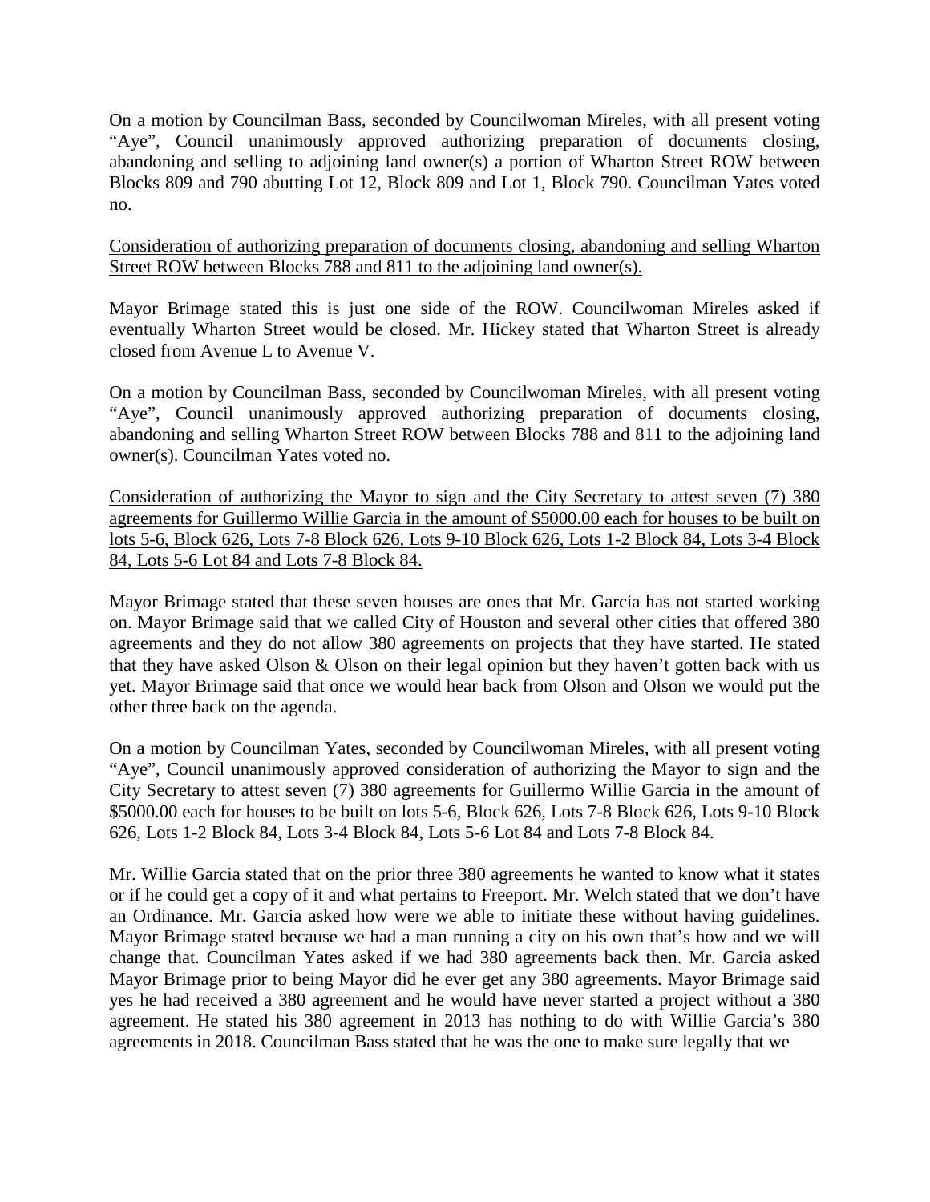On a motion by Councilman Bass, seconded by Councilwoman Mireles, with all present voting "Aye", Council unanimously approved authorizing preparation of documents closing, abandoning and selling to adjoining land owner(s) a portion of Wharton Street ROW between Blocks 809 and 790 abutting Lot 12, Block 809 and Lot 1, Block 790. Councilman Yates voted no.

<u>Consideration of authorizing preparation of documents closing, abandoning and selling Wharton Street ROW between Blocks 788 and 811 to the adjoining land owner(s).</u>

Mayor Brimage stated this is just one side of the ROW. Councilwoman Mireles asked if eventually Wharton Street would be closed. Mr. Hickey stated that Wharton Street is already closed from Avenue L to Avenue V.

On a motion by Councilman Bass, seconded by Councilwoman Mireles, with all present voting "Aye", Council unanimously approved authorizing preparation of documents closing, abandoning and selling Wharton Street ROW between Blocks 788 and 811 to the adjoining land owner(s). Councilman Yates voted no.

<u>Consideration of authorizing the Mayor to sign and the City Secretary to attest seven (7) 380 agreements for Guillermo Willie Garcia in the amount of $5000.00 each for houses to be built on lots 5-6, Block 626, Lots 7-8 Block 626, Lots 9-10 Block 626, Lots 1-2 Block 84, Lots 3-4 Block 84, Lots 5-6 Lot 84 and Lots 7-8 Block 84.</u>

Mayor Brimage stated that these seven houses are ones that Mr. Garcia has not started working on. Mayor Brimage said that we called City of Houston and several other cities that offered 380 agreements and they do not allow 380 agreements on projects that they have started. He stated that they have asked Olson & Olson on their legal opinion but they haven't gotten back with us yet. Mayor Brimage said that once we would hear back from Olson and Olson we would put the other three back on the agenda.

On a motion by Councilman Yates, seconded by Councilwoman Mireles, with all present voting "Aye", Council unanimously approved consideration of authorizing the Mayor to sign and the City Secretary to attest seven (7) 380 agreements for Guillermo Willie Garcia in the amount of $5000.00 each for houses to be built on lots 5-6, Block 626, Lots 7-8 Block 626, Lots 9-10 Block 626, Lots 1-2 Block 84, Lots 3-4 Block 84, Lots 5-6 Lot 84 and Lots 7-8 Block 84.

Mr. Willie Garcia stated that on the prior three 380 agreements he wanted to know what it states or if he could get a copy of it and what pertains to Freeport. Mr. Welch stated that we don't have an Ordinance. Mr. Garcia asked how were we able to initiate these without having guidelines. Mayor Brimage stated because we had a man running a city on his own that's how and we will change that. Councilman Yates asked if we had 380 agreements back then. Mr. Garcia asked Mayor Brimage prior to being Mayor did he ever get any 380 agreements. Mayor Brimage said yes he had received a 380 agreement and he would have never started a project without a 380 agreement. He stated his 380 agreement in 2013 has nothing to do with Willie Garcia's 380 agreements in 2018. Councilman Bass stated that he was the one to make sure legally that we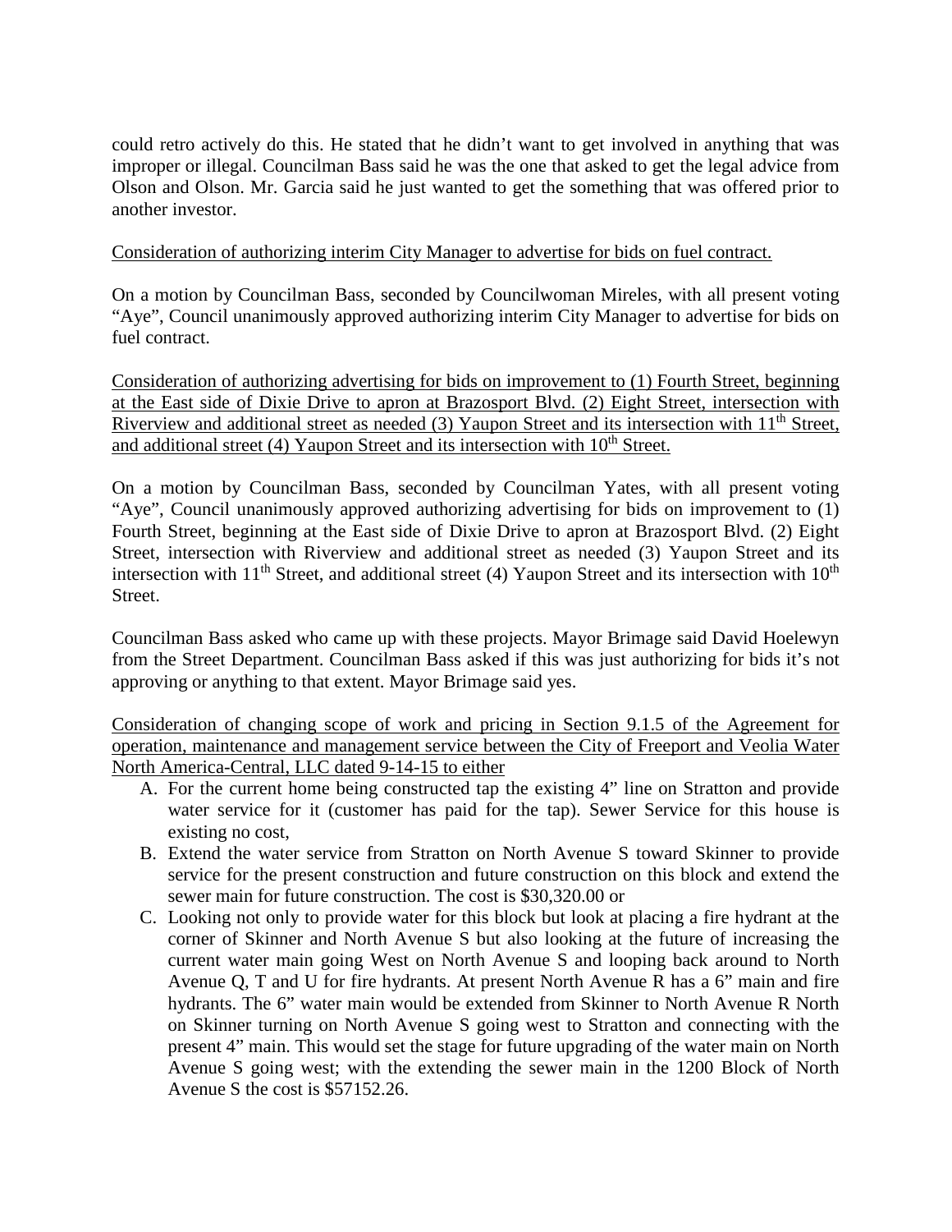could retro actively do this. He stated that he didn't want to get involved in anything that was improper or illegal. Councilman Bass said he was the one that asked to get the legal advice from Olson and Olson. Mr. Garcia said he just wanted to get the something that was offered prior to another investor.

<u>Consideration of authorizing interim City Manager to advertise for bids on fuel contract.</u>

On a motion by Councilman Bass, seconded by Councilwoman Mireles, with all present voting "Aye", Council unanimously approved authorizing interim City Manager to advertise for bids on fuel contract.

<u>Consideration of authorizing advertising for bids on improvement to (1) Fourth Street, beginning at the East side of Dixie Drive to apron at Brazosport Blvd. (2) Eight Street, intersection with Riverview and additional street as needed (3) Yaupon Street and its intersection with 11th Street, and additional street (4) Yaupon Street and its intersection with 10th Street.</u>

On a motion by Councilman Bass, seconded by Councilman Yates, with all present voting "Aye", Council unanimously approved authorizing advertising for bids on improvement to (1) Fourth Street, beginning at the East side of Dixie Drive to apron at Brazosport Blvd. (2) Eight Street, intersection with Riverview and additional street as needed (3) Yaupon Street and its intersection with 11th Street, and additional street (4) Yaupon Street and its intersection with 10th Street.

Councilman Bass asked who came up with these projects. Mayor Brimage said David Hoelewyn from the Street Department. Councilman Bass asked if this was just authorizing for bids it's not approving or anything to that extent. Mayor Brimage said yes.

<u>Consideration of changing scope of work and pricing in Section 9.1.5 of the Agreement for operation, maintenance and management service between the City of Freeport and Veolia Water North America-Central, LLC dated 9-14-15 to either</u>

A. For the current home being constructed tap the existing 4" line on Stratton and provide water service for it (customer has paid for the tap). Sewer Service for this house is existing no cost,
B. Extend the water service from Stratton on North Avenue S toward Skinner to provide service for the present construction and future construction on this block and extend the sewer main for future construction. The cost is $30,320.00 or
C. Looking not only to provide water for this block but look at placing a fire hydrant at the corner of Skinner and North Avenue S but also looking at the future of increasing the current water main going West on North Avenue S and looping back around to North Avenue Q, T and U for fire hydrants. At present North Avenue R has a 6" main and fire hydrants. The 6" water main would be extended from Skinner to North Avenue R North on Skinner turning on North Avenue S going west to Stratton and connecting with the present 4" main. This would set the stage for future upgrading of the water main on North Avenue S going west; with the extending the sewer main in the 1200 Block of North Avenue S the cost is $57152.26.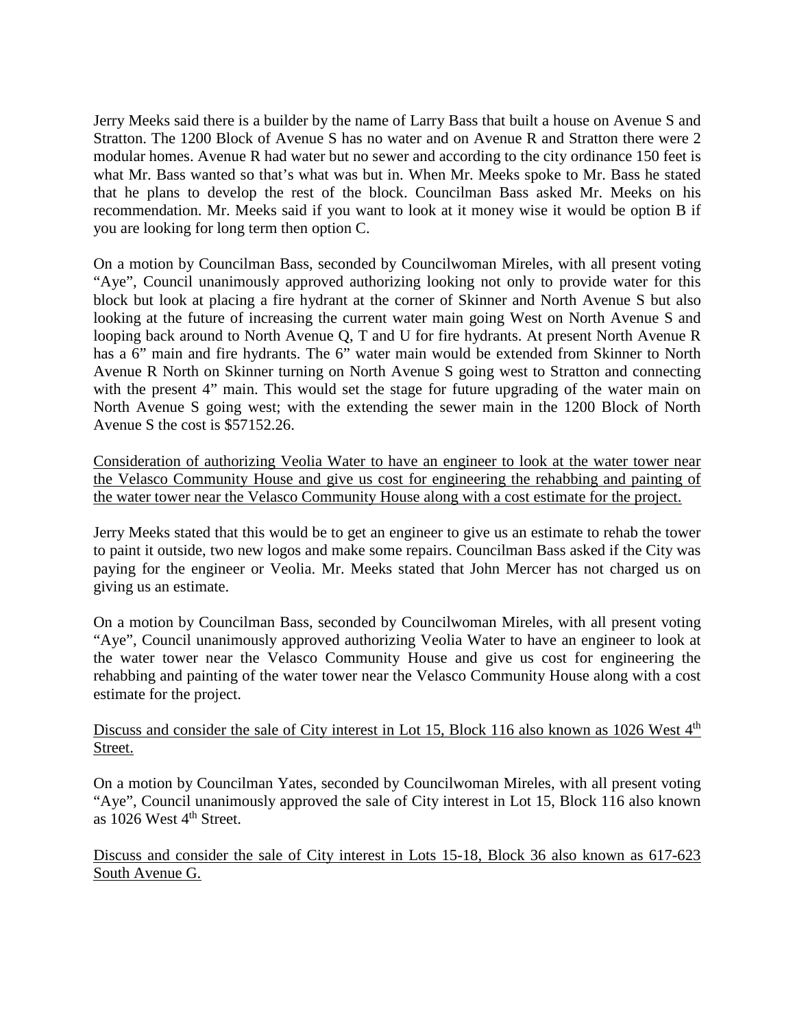Jerry Meeks said there is a builder by the name of Larry Bass that built a house on Avenue S and Stratton. The 1200 Block of Avenue S has no water and on Avenue R and Stratton there were 2 modular homes. Avenue R had water but no sewer and according to the city ordinance 150 feet is what Mr. Bass wanted so that's what was but in. When Mr. Meeks spoke to Mr. Bass he stated that he plans to develop the rest of the block. Councilman Bass asked Mr. Meeks on his recommendation. Mr. Meeks said if you want to look at it money wise it would be option B if you are looking for long term then option C.

On a motion by Councilman Bass, seconded by Councilwoman Mireles, with all present voting "Aye", Council unanimously approved authorizing looking not only to provide water for this block but look at placing a fire hydrant at the corner of Skinner and North Avenue S but also looking at the future of increasing the current water main going West on North Avenue S and looping back around to North Avenue Q, T and U for fire hydrants. At present North Avenue R has a 6" main and fire hydrants. The 6" water main would be extended from Skinner to North Avenue R North on Skinner turning on North Avenue S going west to Stratton and connecting with the present 4" main. This would set the stage for future upgrading of the water main on North Avenue S going west; with the extending the sewer main in the 1200 Block of North Avenue S the cost is $57152.26.

Consideration of authorizing Veolia Water to have an engineer to look at the water tower near the Velasco Community House and give us cost for engineering the rehabbing and painting of the water tower near the Velasco Community House along with a cost estimate for the project.

Jerry Meeks stated that this would be to get an engineer to give us an estimate to rehab the tower to paint it outside, two new logos and make some repairs. Councilman Bass asked if the City was paying for the engineer or Veolia. Mr. Meeks stated that John Mercer has not charged us on giving us an estimate.

On a motion by Councilman Bass, seconded by Councilwoman Mireles, with all present voting "Aye", Council unanimously approved authorizing Veolia Water to have an engineer to look at the water tower near the Velasco Community House and give us cost for engineering the rehabbing and painting of the water tower near the Velasco Community House along with a cost estimate for the project.

Discuss and consider the sale of City interest in Lot 15, Block 116 also known as 1026 West 4th Street.

On a motion by Councilman Yates, seconded by Councilwoman Mireles, with all present voting "Aye", Council unanimously approved the sale of City interest in Lot 15, Block 116 also known as 1026 West 4th Street.

Discuss and consider the sale of City interest in Lots 15-18, Block 36 also known as 617-623 South Avenue G.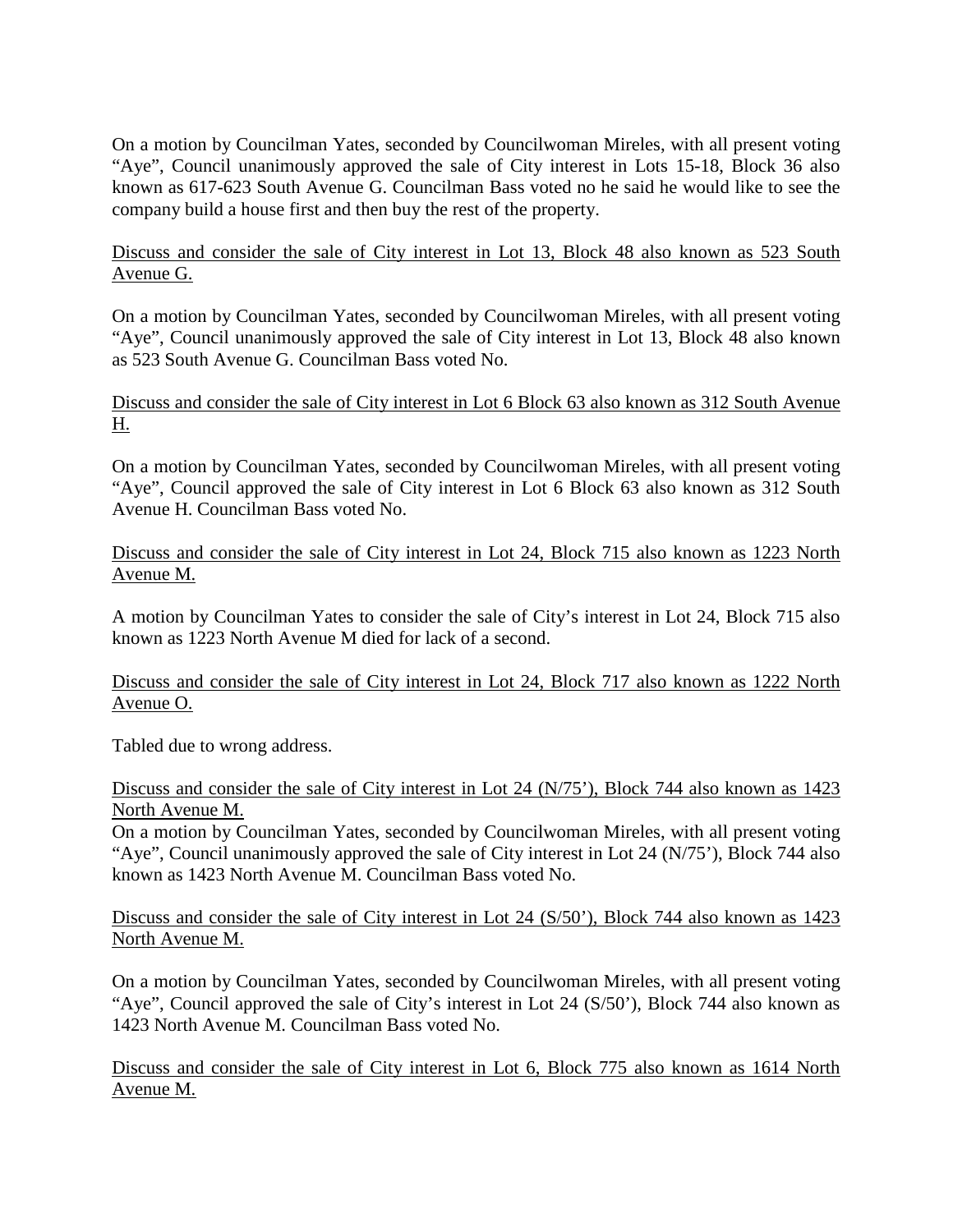On a motion by Councilman Yates, seconded by Councilwoman Mireles, with all present voting "Aye", Council unanimously approved the sale of City interest in Lots 15-18, Block 36 also known as 617-623 South Avenue G. Councilman Bass voted no he said he would like to see the company build a house first and then buy the rest of the property.

<u>Discuss and consider the sale of City interest in Lot 13, Block 48 also known as 523 South Avenue G.</u>

On a motion by Councilman Yates, seconded by Councilwoman Mireles, with all present voting "Aye", Council unanimously approved the sale of City interest in Lot 13, Block 48 also known as 523 South Avenue G. Councilman Bass voted No.

<u>Discuss and consider the sale of City interest in Lot 6 Block 63 also known as 312 South Avenue H.</u>

On a motion by Councilman Yates, seconded by Councilwoman Mireles, with all present voting "Aye", Council approved the sale of City interest in Lot 6 Block 63 also known as 312 South Avenue H. Councilman Bass voted No.

<u>Discuss and consider the sale of City interest in Lot 24, Block 715 also known as 1223 North Avenue M.</u>

A motion by Councilman Yates to consider the sale of City's interest in Lot 24, Block 715 also known as 1223 North Avenue M died for lack of a second.

<u>Discuss and consider the sale of City interest in Lot 24, Block 717 also known as 1222 North Avenue O.</u>

Tabled due to wrong address.

<u>Discuss and consider the sale of City interest in Lot 24 (N/75'), Block 744 also known as 1423 North Avenue M.</u>

On a motion by Councilman Yates, seconded by Councilwoman Mireles, with all present voting "Aye", Council unanimously approved the sale of City interest in Lot 24 (N/75'), Block 744 also known as 1423 North Avenue M. Councilman Bass voted No.

<u>Discuss and consider the sale of City interest in Lot 24 (S/50'), Block 744 also known as 1423 North Avenue M.</u>

On a motion by Councilman Yates, seconded by Councilwoman Mireles, with all present voting "Aye", Council approved the sale of City's interest in Lot 24 (S/50'), Block 744 also known as 1423 North Avenue M. Councilman Bass voted No.

<u>Discuss and consider the sale of City interest in Lot 6, Block 775 also known as 1614 North Avenue M.</u>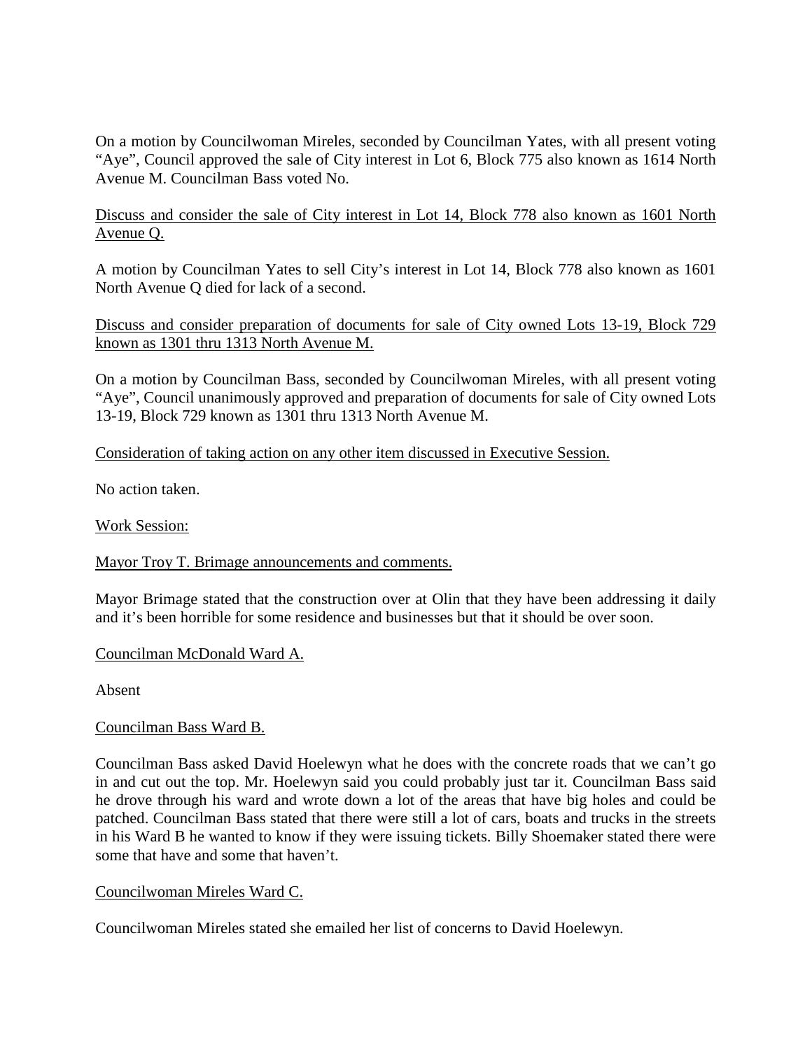On a motion by Councilwoman Mireles, seconded by Councilman Yates, with all present voting "Aye", Council approved the sale of City interest in Lot 6, Block 775 also known as 1614 North Avenue M. Councilman Bass voted No.

<u>Discuss and consider the sale of City interest in Lot 14, Block 778 also known as 1601 North Avenue Q.</u>

A motion by Councilman Yates to sell City's interest in Lot 14, Block 778 also known as 1601 North Avenue Q died for lack of a second.

<u>Discuss and consider preparation of documents for sale of City owned Lots 13-19, Block 729 known as 1301 thru 1313 North Avenue M.</u>

On a motion by Councilman Bass, seconded by Councilwoman Mireles, with all present voting "Aye", Council unanimously approved and preparation of documents for sale of City owned Lots 13-19, Block 729 known as 1301 thru 1313 North Avenue M.

<u>Consideration of taking action on any other item discussed in Executive Session.</u>

No action taken.

<u>Work Session:</u>

<u>Mayor Troy T. Brimage announcements and comments.</u>

Mayor Brimage stated that the construction over at Olin that they have been addressing it daily and it's been horrible for some residence and businesses but that it should be over soon.

<u>Councilman McDonald Ward A.</u>

Absent

<u>Councilman Bass Ward B.</u>

Councilman Bass asked David Hoelewyn what he does with the concrete roads that we can't go in and cut out the top. Mr. Hoelewyn said you could probably just tar it. Councilman Bass said he drove through his ward and wrote down a lot of the areas that have big holes and could be patched. Councilman Bass stated that there were still a lot of cars, boats and trucks in the streets in his Ward B he wanted to know if they were issuing tickets. Billy Shoemaker stated there were some that have and some that haven't.

<u>Councilwoman Mireles Ward C.</u>

Councilwoman Mireles stated she emailed her list of concerns to David Hoelewyn.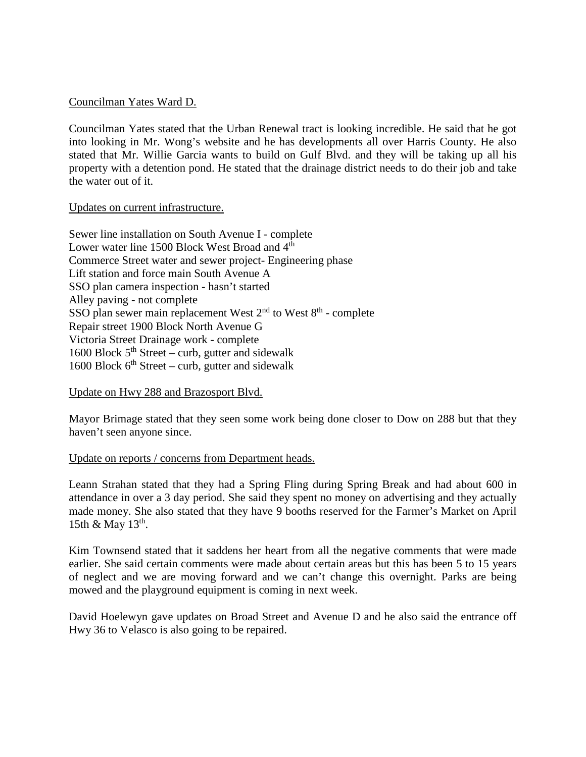Councilman Yates Ward D.

Councilman Yates stated that the Urban Renewal tract is looking incredible. He said that he got into looking in Mr. Wong's website and he has developments all over Harris County. He also stated that Mr. Willie Garcia wants to build on Gulf Blvd. and they will be taking up all his property with a detention pond. He stated that the drainage district needs to do their job and take the water out of it.

Updates on current infrastructure.

Sewer line installation on South Avenue I - complete
Lower water line 1500 Block West Broad and 4th
Commerce Street water and sewer project- Engineering phase
Lift station and force main South Avenue A
SSO plan camera inspection - hasn't started
Alley paving - not complete
SSO plan sewer main replacement West 2nd to West 8th - complete
Repair street 1900 Block North Avenue G
Victoria Street Drainage work - complete
1600 Block 5th Street – curb, gutter and sidewalk
1600 Block 6th Street – curb, gutter and sidewalk

Update on Hwy 288 and Brazosport Blvd.

Mayor Brimage stated that they seen some work being done closer to Dow on 288 but that they haven't seen anyone since.

Update on reports / concerns from Department heads.

Leann Strahan stated that they had a Spring Fling during Spring Break and had about 600 in attendance in over a 3 day period. She said they spent no money on advertising and they actually made money. She also stated that they have 9 booths reserved for the Farmer's Market on April 15th & May 13th.

Kim Townsend stated that it saddens her heart from all the negative comments that were made earlier. She said certain comments were made about certain areas but this has been 5 to 15 years of neglect and we are moving forward and we can't change this overnight. Parks are being mowed and the playground equipment is coming in next week.

David Hoelewyn gave updates on Broad Street and Avenue D and he also said the entrance off Hwy 36 to Velasco is also going to be repaired.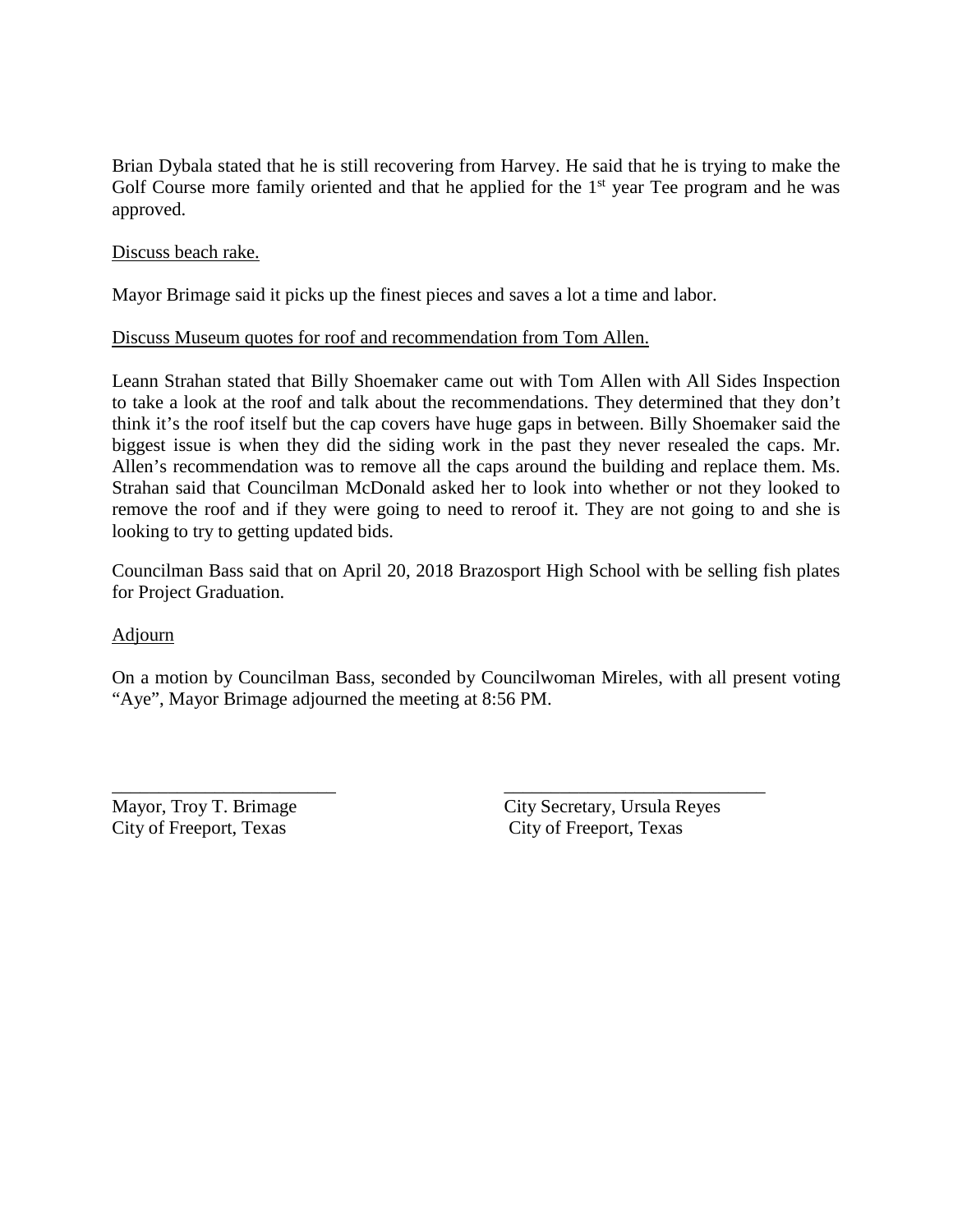Brian Dybala stated that he is still recovering from Harvey. He said that he is trying to make the Golf Course more family oriented and that he applied for the 1st year Tee program and he was approved.

Discuss beach rake.

Mayor Brimage said it picks up the finest pieces and saves a lot a time and labor.

Discuss Museum quotes for roof and recommendation from Tom Allen.

Leann Strahan stated that Billy Shoemaker came out with Tom Allen with All Sides Inspection to take a look at the roof and talk about the recommendations. They determined that they don't think it's the roof itself but the cap covers have huge gaps in between. Billy Shoemaker said the biggest issue is when they did the siding work in the past they never resealed the caps. Mr. Allen's recommendation was to remove all the caps around the building and replace them. Ms. Strahan said that Councilman McDonald asked her to look into whether or not they looked to remove the roof and if they were going to need to reroof it. They are not going to and she is looking to try to getting updated bids.

Councilman Bass said that on April 20, 2018 Brazosport High School with be selling fish plates for Project Graduation.

Adjourn

On a motion by Councilman Bass, seconded by Councilwoman Mireles, with all present voting "Aye", Mayor Brimage adjourned the meeting at 8:56 PM.

_________________________ _____________________________

Mayor, Troy T. Brimage
City of Freeport, Texas

City Secretary, Ursula Reyes
City of Freeport, Texas